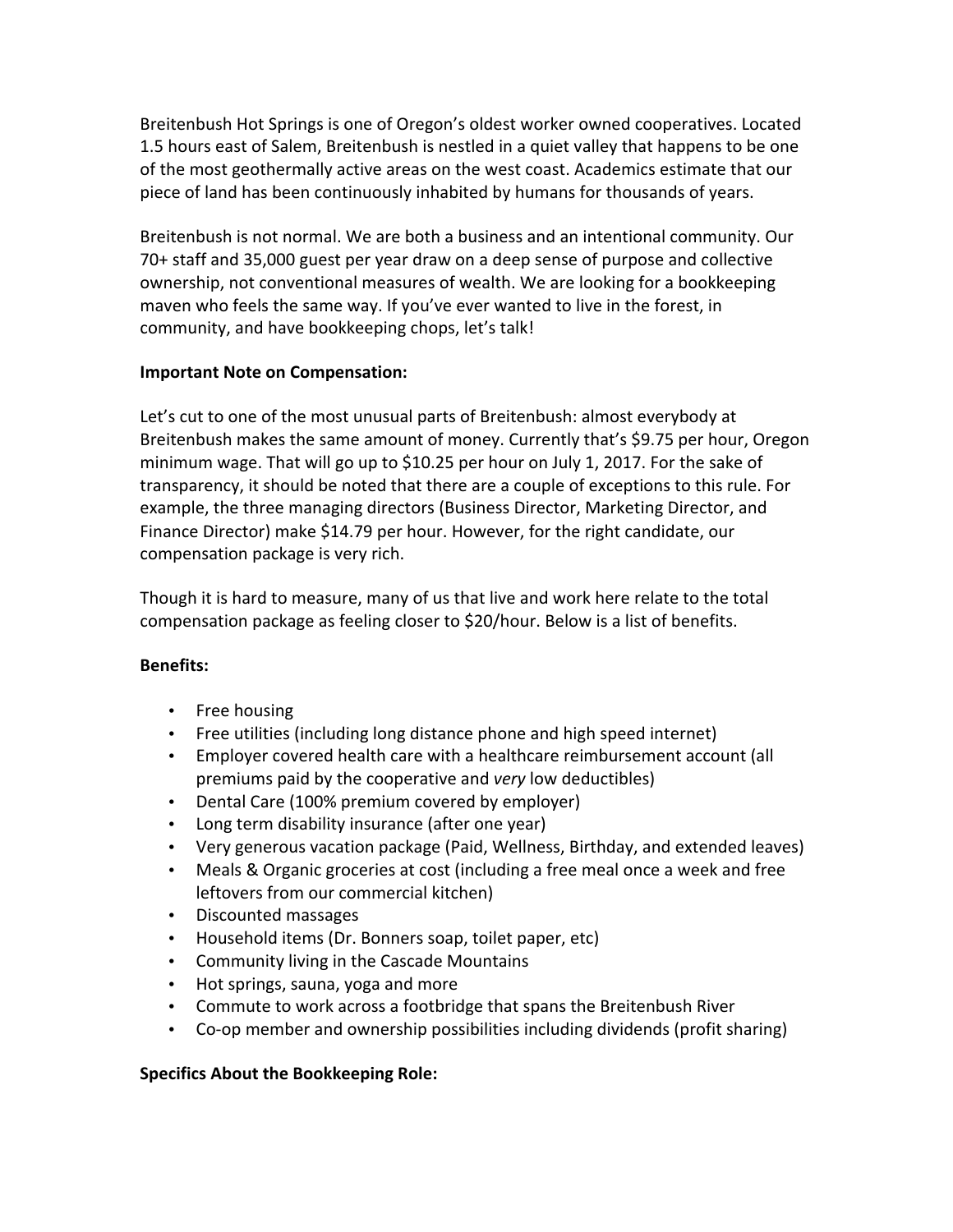Breitenbush Hot Springs is one of Oregon's oldest worker owned cooperatives. Located 1.5 hours east of Salem, Breitenbush is nestled in a quiet valley that happens to be one of the most geothermally active areas on the west coast. Academics estimate that our piece of land has been continuously inhabited by humans for thousands of years.

Breitenbush is not normal. We are both a business and an intentional community. Our 70+ staff and 35,000 guest per year draw on a deep sense of purpose and collective ownership, not conventional measures of wealth. We are looking for a bookkeeping maven who feels the same way. If you've ever wanted to live in the forest, in community, and have bookkeeping chops, let's talk!

**Important Note on Compensation:**

Let's cut to one of the most unusual parts of Breitenbush: almost everybody at Breitenbush makes the same amount of money. Currently that's $9.75 per hour, Oregon minimum wage. That will go up to $10.25 per hour on July 1, 2017. For the sake of transparency, it should be noted that there are a couple of exceptions to this rule. For example, the three managing directors (Business Director, Marketing Director, and Finance Director) make $14.79 per hour. However, for the right candidate, our compensation package is very rich.

Though it is hard to measure, many of us that live and work here relate to the total compensation package as feeling closer to $20/hour. Below is a list of benefits.

**Benefits:**

- Free housing
- Free utilities (including long distance phone and high speed internet)
- Employer covered health care with a healthcare reimbursement account (all premiums paid by the cooperative and *very* low deductibles)
- Dental Care (100% premium covered by employer)
- Long term disability insurance (after one year)
- Very generous vacation package (Paid, Wellness, Birthday, and extended leaves)
- Meals & Organic groceries at cost (including a free meal once a week and free leftovers from our commercial kitchen)
- Discounted massages
- Household items (Dr. Bonners soap, toilet paper, etc)
- Community living in the Cascade Mountains
- Hot springs, sauna, yoga and more
- Commute to work across a footbridge that spans the Breitenbush River
- Co-op member and ownership possibilities including dividends (profit sharing)

**Specifics About the Bookkeeping Role:**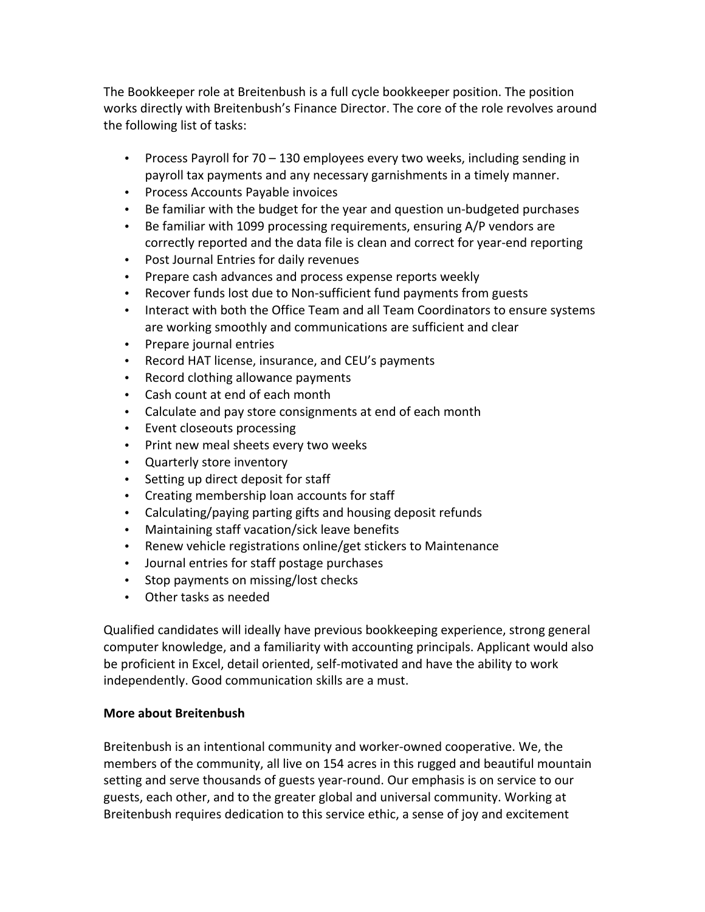The Bookkeeper role at Breitenbush is a full cycle bookkeeper position. The position works directly with Breitenbush's Finance Director. The core of the role revolves around the following list of tasks:

- Process Payroll for 70 – 130 employees every two weeks, including sending in payroll tax payments and any necessary garnishments in a timely manner.
- Process Accounts Payable invoices
- Be familiar with the budget for the year and question un-budgeted purchases
- Be familiar with 1099 processing requirements, ensuring A/P vendors are correctly reported and the data file is clean and correct for year-end reporting
- Post Journal Entries for daily revenues
- Prepare cash advances and process expense reports weekly
- Recover funds lost due to Non-sufficient fund payments from guests
- Interact with both the Office Team and all Team Coordinators to ensure systems are working smoothly and communications are sufficient and clear
- Prepare journal entries
- Record HAT license, insurance, and CEU's payments
- Record clothing allowance payments
- Cash count at end of each month
- Calculate and pay store consignments at end of each month
- Event closeouts processing
- Print new meal sheets every two weeks
- Quarterly store inventory
- Setting up direct deposit for staff
- Creating membership loan accounts for staff
- Calculating/paying parting gifts and housing deposit refunds
- Maintaining staff vacation/sick leave benefits
- Renew vehicle registrations online/get stickers to Maintenance
- Journal entries for staff postage purchases
- Stop payments on missing/lost checks
- Other tasks as needed

Qualified candidates will ideally have previous bookkeeping experience, strong general computer knowledge, and a familiarity with accounting principals. Applicant would also be proficient in Excel, detail oriented, self-motivated and have the ability to work independently. Good communication skills are a must.

**More about Breitenbush**

Breitenbush is an intentional community and worker-owned cooperative. We, the members of the community, all live on 154 acres in this rugged and beautiful mountain setting and serve thousands of guests year-round. Our emphasis is on service to our guests, each other, and to the greater global and universal community. Working at Breitenbush requires dedication to this service ethic, a sense of joy and excitement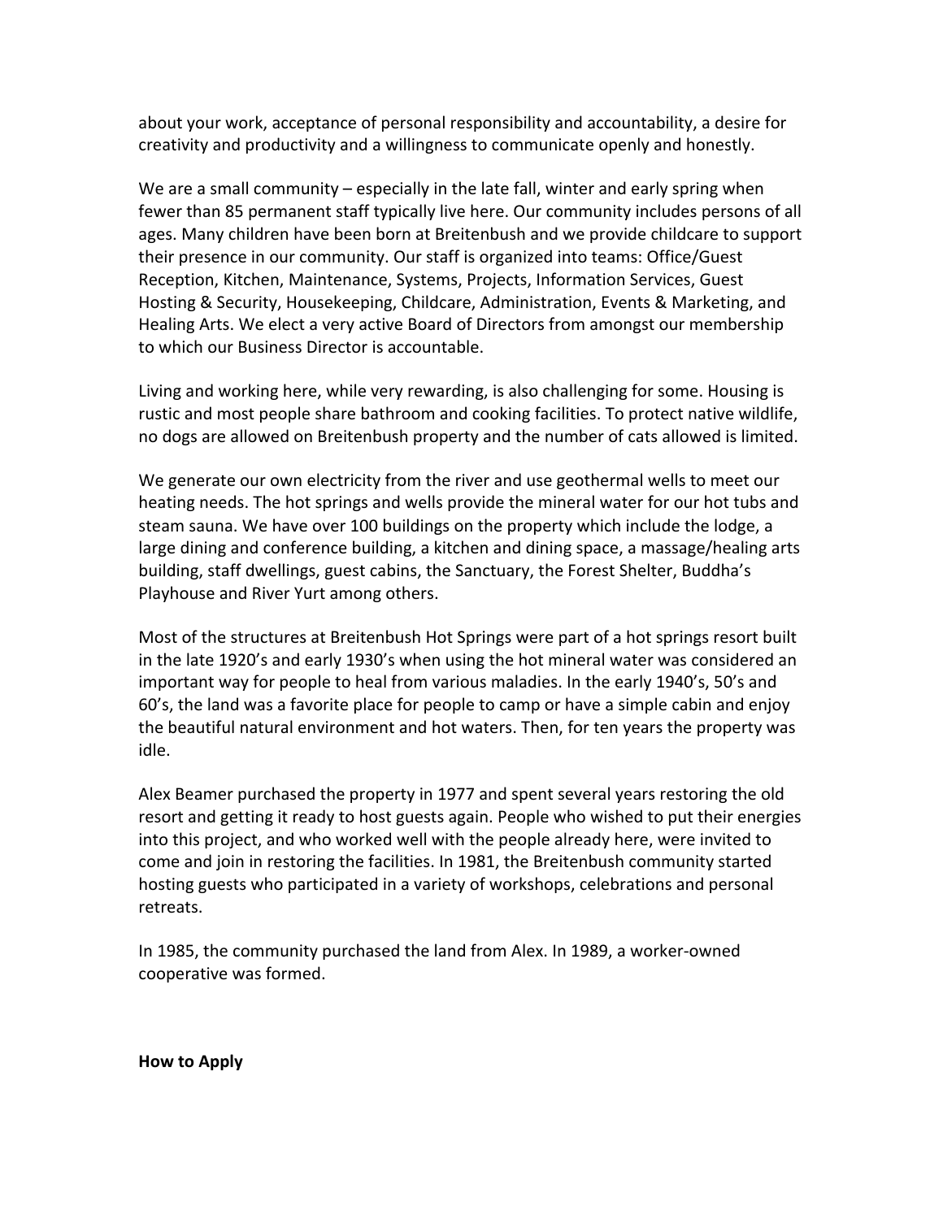about your work, acceptance of personal responsibility and accountability, a desire for creativity and productivity and a willingness to communicate openly and honestly.

We are a small community – especially in the late fall, winter and early spring when fewer than 85 permanent staff typically live here. Our community includes persons of all ages. Many children have been born at Breitenbush and we provide childcare to support their presence in our community. Our staff is organized into teams: Office/Guest Reception, Kitchen, Maintenance, Systems, Projects, Information Services, Guest Hosting & Security, Housekeeping, Childcare, Administration, Events & Marketing, and Healing Arts. We elect a very active Board of Directors from amongst our membership to which our Business Director is accountable.

Living and working here, while very rewarding, is also challenging for some. Housing is rustic and most people share bathroom and cooking facilities. To protect native wildlife, no dogs are allowed on Breitenbush property and the number of cats allowed is limited.

We generate our own electricity from the river and use geothermal wells to meet our heating needs. The hot springs and wells provide the mineral water for our hot tubs and steam sauna. We have over 100 buildings on the property which include the lodge, a large dining and conference building, a kitchen and dining space, a massage/healing arts building, staff dwellings, guest cabins, the Sanctuary, the Forest Shelter, Buddha's Playhouse and River Yurt among others.

Most of the structures at Breitenbush Hot Springs were part of a hot springs resort built in the late 1920's and early 1930's when using the hot mineral water was considered an important way for people to heal from various maladies. In the early 1940's, 50's and 60's, the land was a favorite place for people to camp or have a simple cabin and enjoy the beautiful natural environment and hot waters. Then, for ten years the property was idle.

Alex Beamer purchased the property in 1977 and spent several years restoring the old resort and getting it ready to host guests again. People who wished to put their energies into this project, and who worked well with the people already here, were invited to come and join in restoring the facilities. In 1981, the Breitenbush community started hosting guests who participated in a variety of workshops, celebrations and personal retreats.

In 1985, the community purchased the land from Alex. In 1989, a worker-owned cooperative was formed.

**How to Apply**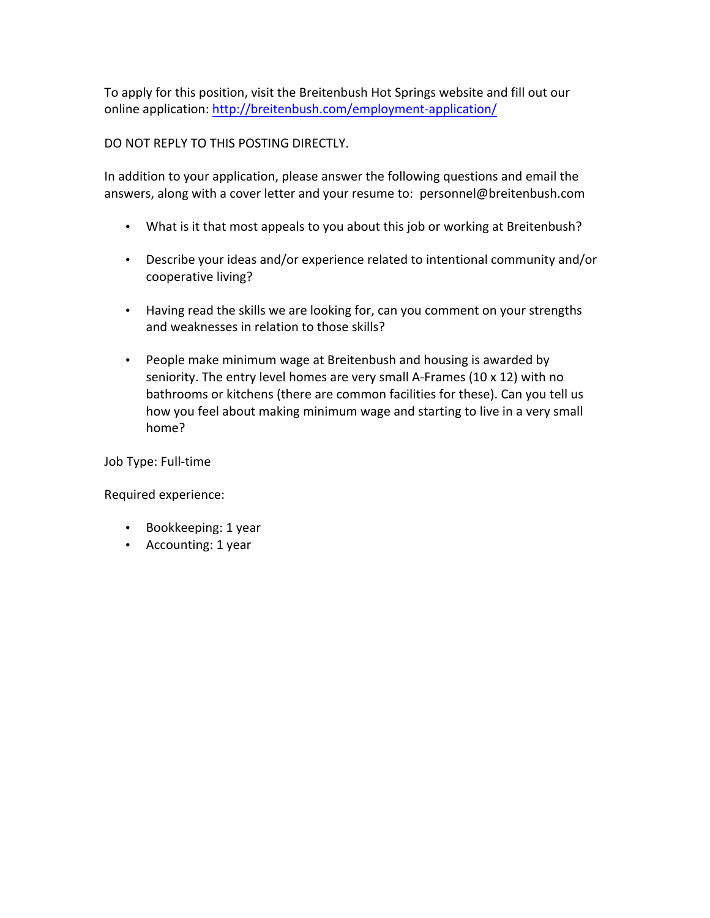To apply for this position, visit the Breitenbush Hot Springs website and fill out our online application: [http://breitenbush.com/employment-application/](http://breitenbush.com/employment-application/)

DO NOT REPLY TO THIS POSTING DIRECTLY.

In addition to your application, please answer the following questions and email the answers, along with a cover letter and your resume to: personnel@breitenbush.com

- What is it that most appeals to you about this job or working at Breitenbush?
- Describe your ideas and/or experience related to intentional community and/or cooperative living?
- Having read the skills we are looking for, can you comment on your strengths and weaknesses in relation to those skills?
- People make minimum wage at Breitenbush and housing is awarded by seniority. The entry level homes are very small A-Frames (10 x 12) with no bathrooms or kitchens (there are common facilities for these). Can you tell us how you feel about making minimum wage and starting to live in a very small home?

Job Type: Full-time

Required experience:

- Bookkeeping: 1 year
- Accounting: 1 year